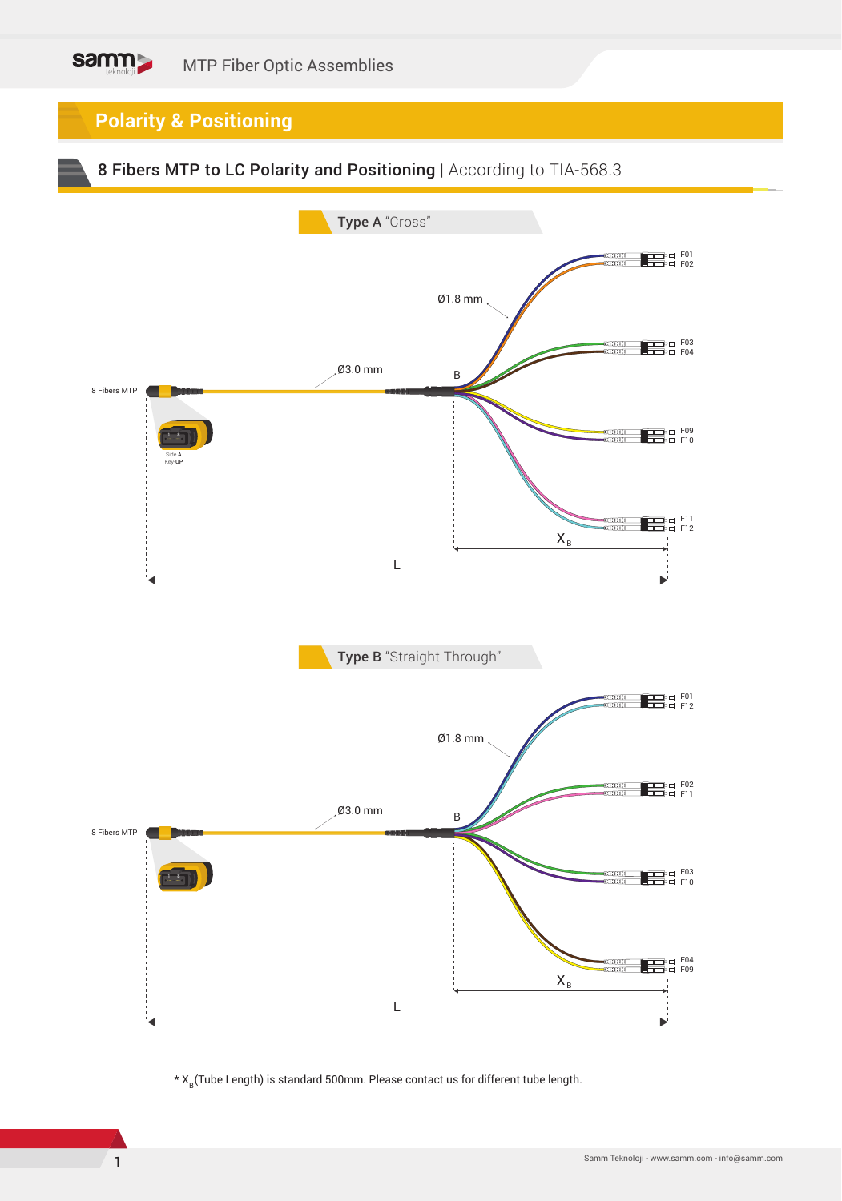## Polarity & Positioning

### 8 Fibers MTP to LC Polarity and Positioning | According to TIA-568.3

**Type A** “Cross”

8 Fibers MTP

Side A
Key-UP

Ø3.0 mm

Ø1.8 mm

B

F01
F02

F03
F04

F09
F10

F11
F12

$X_B$

L

**Type B** “Straight Through”

8 Fibers MTP

Ø3.0 mm

Ø1.8 mm

B

F01
F12

F02
F11

F03
F10

F04
F09

$X_B$

L

* $X_B$ (Tube Length) is standard 500mm. Please contact us for different tube length.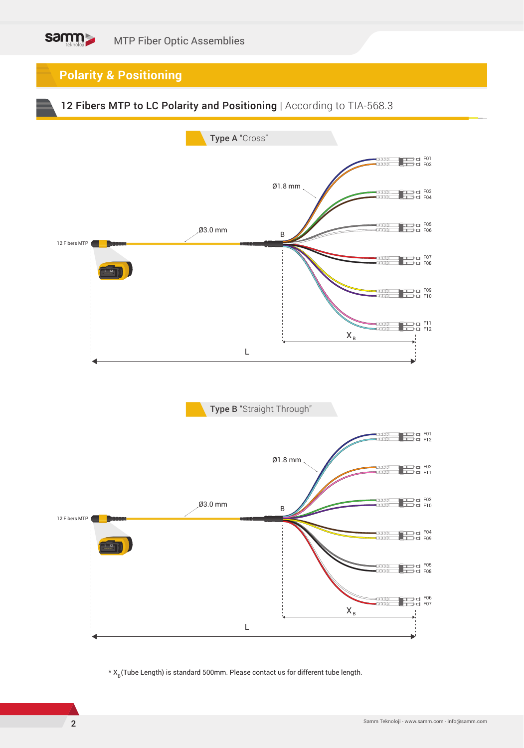## Polarity & Positioning

### 12 Fibers MTP to LC Polarity and Positioning | According to TIA-568.3

**Type A** "Cross"

Ø1.8 mm

Ø3.0 mm

12 Fibers MTP

B

F01
F02
F03
F04
F05
F06
F07
F08
F09
F10
F11
F12

$X_B$

L

**Type B** "Straight Through"

Ø1.8 mm

Ø3.0 mm

12 Fibers MTP

B

F01
F12
F02
F11
F03
F10
F04
F09
F05
F08
F06
F07

$X_B$

L

* $X_B$ (Tube Length) is standard 500mm. Please contact us for different tube length.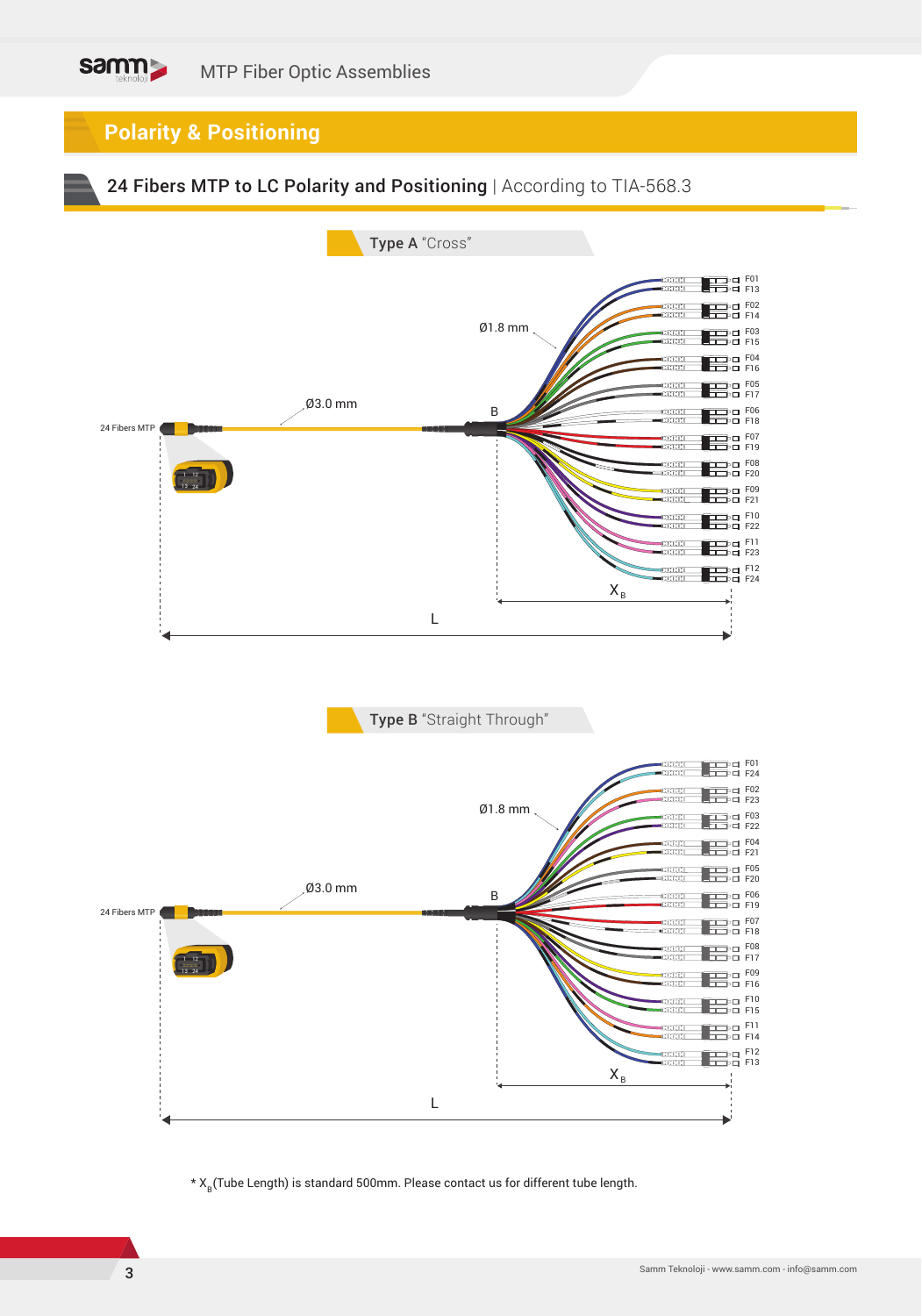# Polarity & Positioning

## 24 Fibers MTP to LC Polarity and Positioning | According to TIA-568.3

### Type A "Cross"

Ø1.8 mm

Ø3.0 mm

24 Fibers MTP

B

$X_B$

L

F01
F13
F02
F14
F03
F15
F04
F16
F05
F17
F06
F18
F07
F19
F08
F20
F09
F21
F10
F22
F11
F23
F12
F24

### Type B "Straight Through"

Ø1.8 mm

Ø3.0 mm

24 Fibers MTP

B

$X_B$

L

F01
F24
F02
F23
F03
F22
F04
F21
F05
F20
F06
F19
F07
F18
F08
F17
F09
F16
F10
F15
F11
F14
F12
F13

* $X_B$ (Tube Length) is standard 500mm. Please contact us for different tube length.